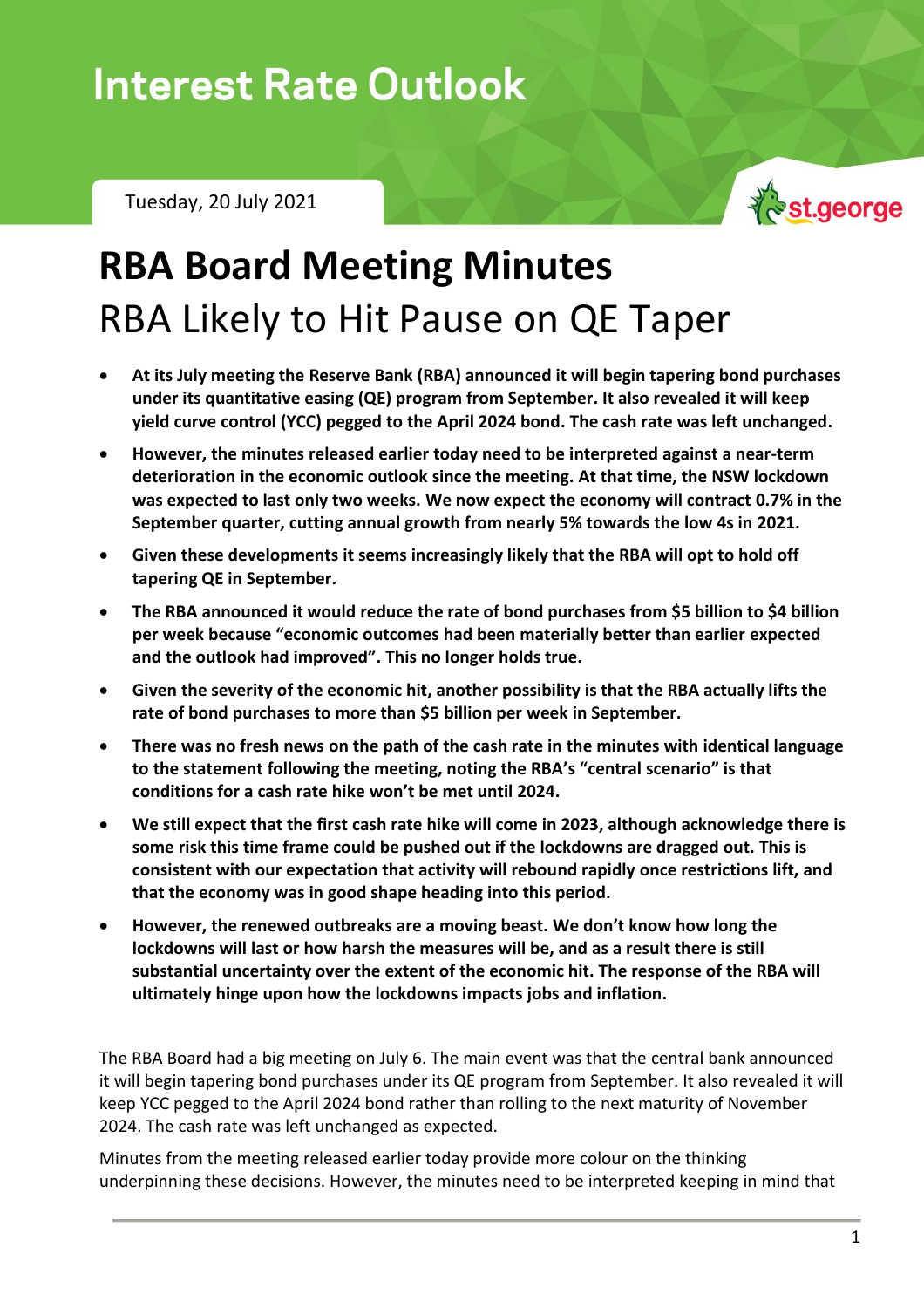# Interest Rate Outlook

Tuesday, 20 July 2021

st.george

# RBA Board Meeting Minutes

## RBA Likely to Hit Pause on QE Taper

- **At its July meeting the Reserve Bank (RBA) announced it will begin tapering bond purchases under its quantitative easing (QE) program from September. It also revealed it will keep yield curve control (YCC) pegged to the April 2024 bond. The cash rate was left unchanged.**
- **However, the minutes released earlier today need to be interpreted against a near-term deterioration in the economic outlook since the meeting. At that time, the NSW lockdown was expected to last only two weeks. We now expect the economy will contract 0.7% in the September quarter, cutting annual growth from nearly 5% towards the low 4s in 2021.**
- **Given these developments it seems increasingly likely that the RBA will opt to hold off tapering QE in September.**
- **The RBA announced it would reduce the rate of bond purchases from $5 billion to $4 billion per week because "economic outcomes had been materially better than earlier expected and the outlook had improved". This no longer holds true.**
- **Given the severity of the economic hit, another possibility is that the RBA actually lifts the rate of bond purchases to more than $5 billion per week in September.**
- **There was no fresh news on the path of the cash rate in the minutes with identical language to the statement following the meeting, noting the RBA's "central scenario" is that conditions for a cash rate hike won't be met until 2024.**
- **We still expect that the first cash rate hike will come in 2023, although acknowledge there is some risk this time frame could be pushed out if the lockdowns are dragged out. This is consistent with our expectation that activity will rebound rapidly once restrictions lift, and that the economy was in good shape heading into this period.**
- **However, the renewed outbreaks are a moving beast. We don't know how long the lockdowns will last or how harsh the measures will be, and as a result there is still substantial uncertainty over the extent of the economic hit. The response of the RBA will ultimately hinge upon how the lockdowns impacts jobs and inflation.**

The RBA Board had a big meeting on July 6. The main event was that the central bank announced it will begin tapering bond purchases under its QE program from September. It also revealed it will keep YCC pegged to the April 2024 bond rather than rolling to the next maturity of November 2024. The cash rate was left unchanged as expected.

Minutes from the meeting released earlier today provide more colour on the thinking underpinning these decisions. However, the minutes need to be interpreted keeping in mind that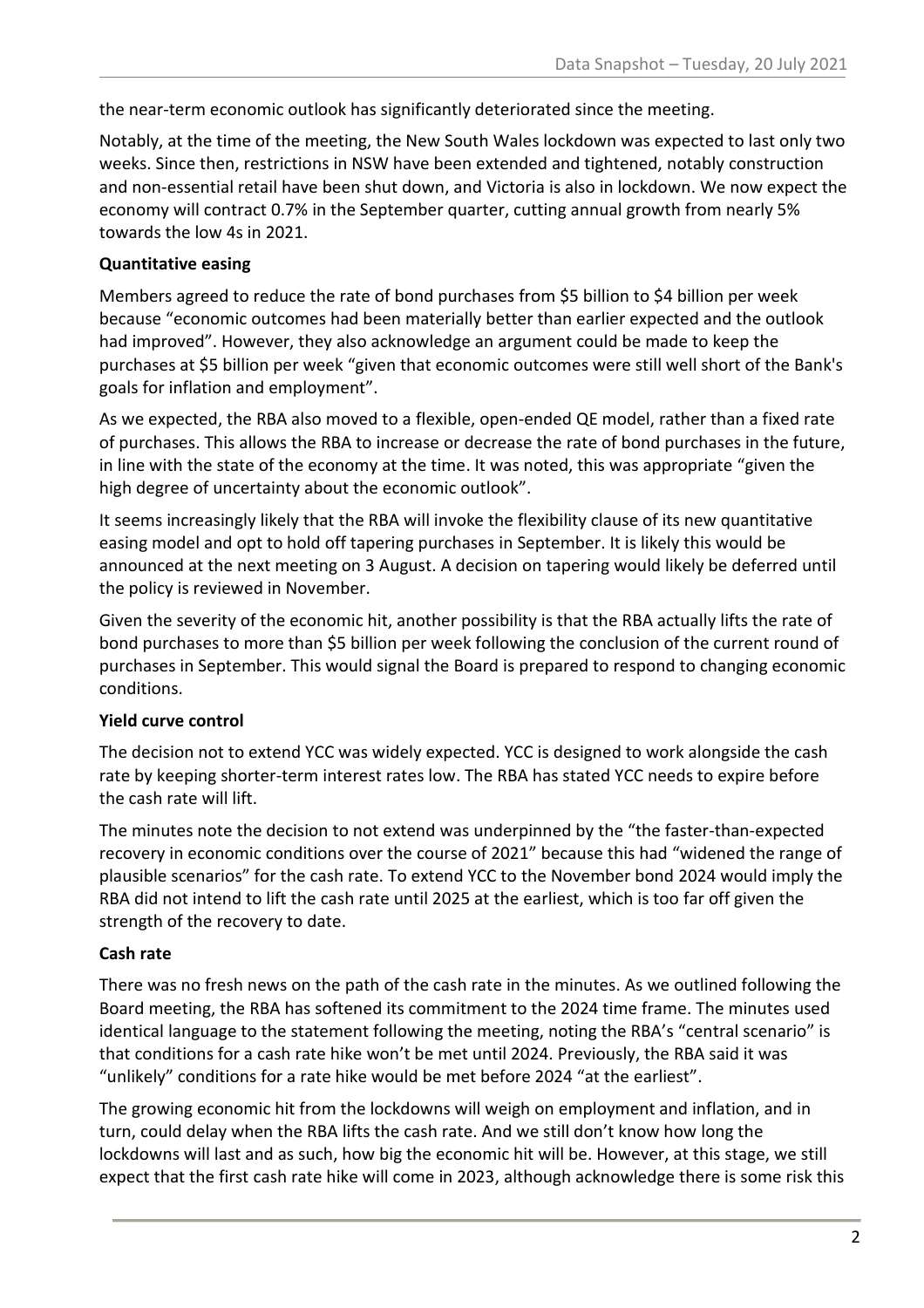the near-term economic outlook has significantly deteriorated since the meeting.

Notably, at the time of the meeting, the New South Wales lockdown was expected to last only two weeks. Since then, restrictions in NSW have been extended and tightened, notably construction and non-essential retail have been shut down, and Victoria is also in lockdown. We now expect the economy will contract 0.7% in the September quarter, cutting annual growth from nearly 5% towards the low 4s in 2021.

**Quantitative easing**

Members agreed to reduce the rate of bond purchases from $5 billion to $4 billion per week because "economic outcomes had been materially better than earlier expected and the outlook had improved". However, they also acknowledge an argument could be made to keep the purchases at $5 billion per week "given that economic outcomes were still well short of the Bank's goals for inflation and employment".

As we expected, the RBA also moved to a flexible, open-ended QE model, rather than a fixed rate of purchases. This allows the RBA to increase or decrease the rate of bond purchases in the future, in line with the state of the economy at the time. It was noted, this was appropriate "given the high degree of uncertainty about the economic outlook".

It seems increasingly likely that the RBA will invoke the flexibility clause of its new quantitative easing model and opt to hold off tapering purchases in September. It is likely this would be announced at the next meeting on 3 August. A decision on tapering would likely be deferred until the policy is reviewed in November.

Given the severity of the economic hit, another possibility is that the RBA actually lifts the rate of bond purchases to more than $5 billion per week following the conclusion of the current round of purchases in September. This would signal the Board is prepared to respond to changing economic conditions.

**Yield curve control**

The decision not to extend YCC was widely expected. YCC is designed to work alongside the cash rate by keeping shorter-term interest rates low. The RBA has stated YCC needs to expire before the cash rate will lift.

The minutes note the decision to not extend was underpinned by the "the faster-than-expected recovery in economic conditions over the course of 2021" because this had "widened the range of plausible scenarios" for the cash rate. To extend YCC to the November bond 2024 would imply the RBA did not intend to lift the cash rate until 2025 at the earliest, which is too far off given the strength of the recovery to date.

**Cash rate**

There was no fresh news on the path of the cash rate in the minutes. As we outlined following the Board meeting, the RBA has softened its commitment to the 2024 time frame. The minutes used identical language to the statement following the meeting, noting the RBA's "central scenario" is that conditions for a cash rate hike won't be met until 2024. Previously, the RBA said it was "unlikely" conditions for a rate hike would be met before 2024 "at the earliest".

The growing economic hit from the lockdowns will weigh on employment and inflation, and in turn, could delay when the RBA lifts the cash rate. And we still don't know how long the lockdowns will last and as such, how big the economic hit will be. However, at this stage, we still expect that the first cash rate hike will come in 2023, although acknowledge there is some risk this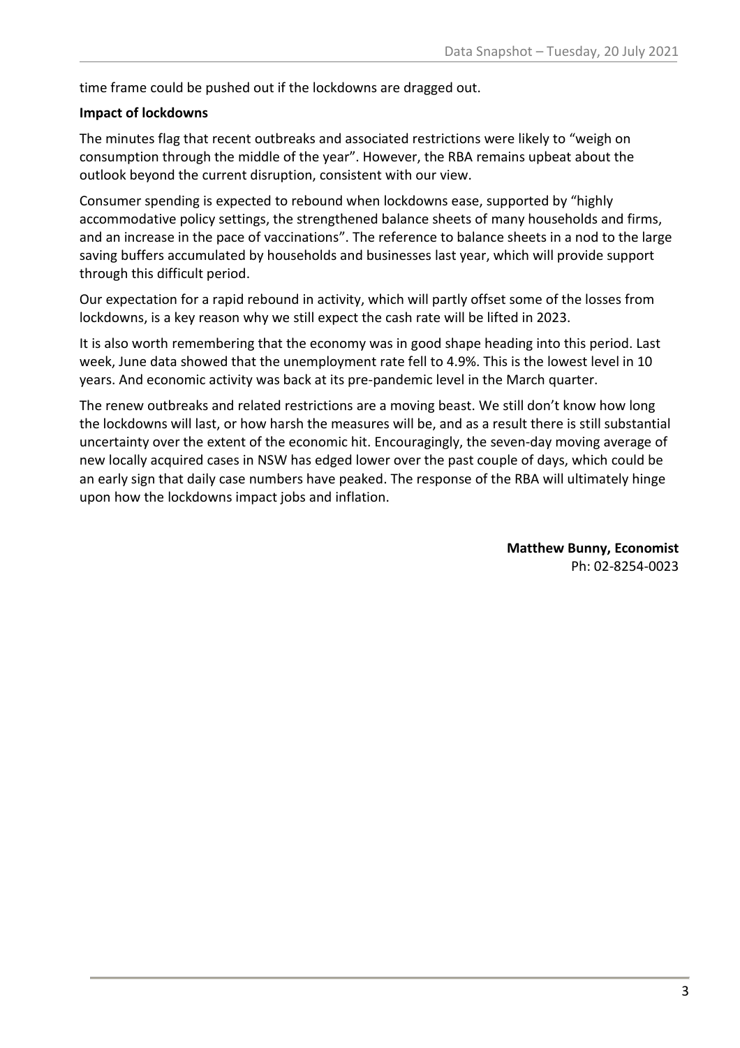time frame could be pushed out if the lockdowns are dragged out.

**Impact of lockdowns**

The minutes flag that recent outbreaks and associated restrictions were likely to "weigh on consumption through the middle of the year". However, the RBA remains upbeat about the outlook beyond the current disruption, consistent with our view.

Consumer spending is expected to rebound when lockdowns ease, supported by "highly accommodative policy settings, the strengthened balance sheets of many households and firms, and an increase in the pace of vaccinations". The reference to balance sheets in a nod to the large saving buffers accumulated by households and businesses last year, which will provide support through this difficult period.

Our expectation for a rapid rebound in activity, which will partly offset some of the losses from lockdowns, is a key reason why we still expect the cash rate will be lifted in 2023.

It is also worth remembering that the economy was in good shape heading into this period. Last week, June data showed that the unemployment rate fell to 4.9%. This is the lowest level in 10 years. And economic activity was back at its pre-pandemic level in the March quarter.

The renew outbreaks and related restrictions are a moving beast. We still don't know how long the lockdowns will last, or how harsh the measures will be, and as a result there is still substantial uncertainty over the extent of the economic hit. Encouragingly, the seven-day moving average of new locally acquired cases in NSW has edged lower over the past couple of days, which could be an early sign that daily case numbers have peaked. The response of the RBA will ultimately hinge upon how the lockdowns impact jobs and inflation.

**Matthew Bunny, Economist**
Ph: 02-8254-0023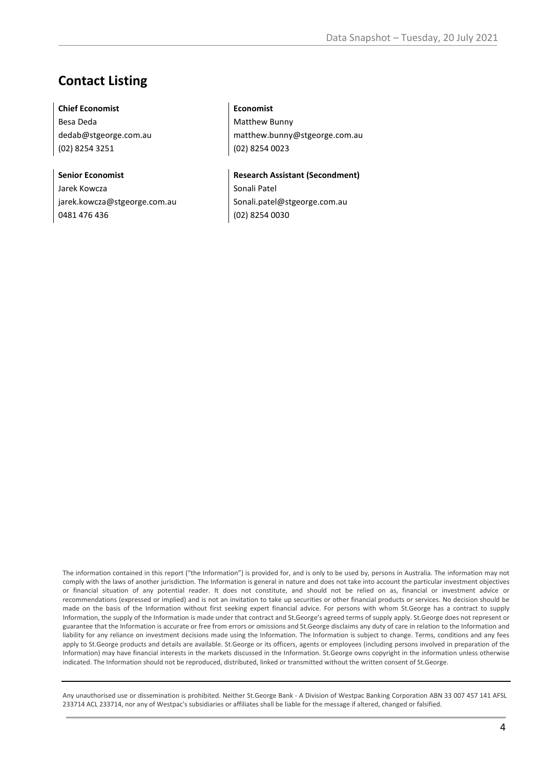## Contact Listing

**Chief Economist**
Besa Deda
dedab@stgeorge.com.au
(02) 8254 3251

**Senior Economist**
Jarek Kowcza
jarek.kowcza@stgeorge.com.au
0481 476 436

**Economist**
Matthew Bunny
matthew.bunny@stgeorge.com.au
(02) 8254 0023

**Research Assistant (Secondment)**
Sonali Patel
Sonali.patel@stgeorge.com.au
(02) 8254 0030

The information contained in this report ("the Information") is provided for, and is only to be used by, persons in Australia. The information may not comply with the laws of another jurisdiction. The Information is general in nature and does not take into account the particular investment objectives or financial situation of any potential reader. It does not constitute, and should not be relied on as, financial or investment advice or recommendations (expressed or implied) and is not an invitation to take up securities or other financial products or services. No decision should be made on the basis of the Information without first seeking expert financial advice. For persons with whom St.George has a contract to supply Information, the supply of the Information is made under that contract and St.George's agreed terms of supply apply. St.George does not represent or guarantee that the Information is accurate or free from errors or omissions and St.George disclaims any duty of care in relation to the Information and liability for any reliance on investment decisions made using the Information. The Information is subject to change. Terms, conditions and any fees apply to St.George products and details are available. St.George or its officers, agents or employees (including persons involved in preparation of the Information) may have financial interests in the markets discussed in the Information. St.George owns copyright in the information unless otherwise indicated. The Information should not be reproduced, distributed, linked or transmitted without the written consent of St.George.

---

Any unauthorised use or dissemination is prohibited. Neither St.George Bank - A Division of Westpac Banking Corporation ABN 33 007 457 141 AFSL 233714 ACL 233714, nor any of Westpac's subsidiaries or affiliates shall be liable for the message if altered, changed or falsified.